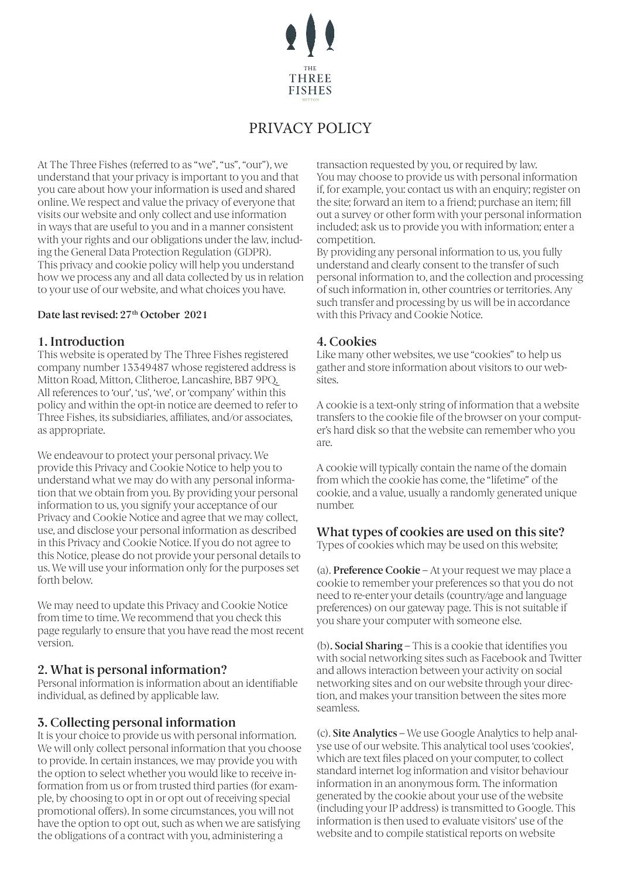THE THREE FISHES

MITTON

# PRIVACY POLICY

At The Three Fishes (referred to as "we", "us", "our"), we understand that your privacy is important to you and that you care about how your information is used and shared online. We respect and value the privacy of everyone that visits our website and only collect and use information in ways that are useful to you and in a manner consistent with your rights and our obligations under the law, including the General Data Protection Regulation (GDPR).
This privacy and cookie policy will help you understand how we process any and all data collected by us in relation to your use of our website, and what choices you have.

**Date last revised: 27th October 2021**

## 1. Introduction

This website is operated by The Three Fishes registered company number 13349487 whose registered address is Mitton Road, Mitton, Clitheroe, Lancashire, BB7 9PQ.
All references to 'our', 'us', 'we', or 'company' within this policy and within the opt-in notice are deemed to refer to Three Fishes, its subsidiaries, affiliates, and/or associates, as appropriate.

We endeavour to protect your personal privacy. We provide this Privacy and Cookie Notice to help you to understand what we may do with any personal information that we obtain from you. By providing your personal information to us, you signify your acceptance of our Privacy and Cookie Notice and agree that we may collect, use, and disclose your personal information as described in this Privacy and Cookie Notice. If you do not agree to this Notice, please do not provide your personal details to us. We will use your information only for the purposes set forth below.

We may need to update this Privacy and Cookie Notice from time to time. We recommend that you check this page regularly to ensure that you have read the most recent version.

## 2. What is personal information?

Personal information is information about an identifiable individual, as defined by applicable law.

## 3. Collecting personal information

It is your choice to provide us with personal information. We will only collect personal information that you choose to provide. In certain instances, we may provide you with the option to select whether you would like to receive information from us or from trusted third parties (for example, by choosing to opt in or opt out of receiving special promotional offers). In some circumstances, you will not have the option to opt out, such as when we are satisfying the obligations of a contract with you, administering a transaction requested by you, or required by law.
You may choose to provide us with personal information if, for example, you: contact us with an enquiry; register on the site; forward an item to a friend; purchase an item; fill out a survey or other form with your personal information included; ask us to provide you with information; enter a competition.
By providing any personal information to us, you fully understand and clearly consent to the transfer of such personal information to, and the collection and processing of such information in, other countries or territories. Any such transfer and processing by us will be in accordance with this Privacy and Cookie Notice.

## 4. Cookies

Like many other websites, we use "cookies" to help us gather and store information about visitors to our websites.

A cookie is a text-only string of information that a website transfers to the cookie file of the browser on your computer's hard disk so that the website can remember who you are.

A cookie will typically contain the name of the domain from which the cookie has come, the "lifetime" of the cookie, and a value, usually a randomly generated unique number.

### What types of cookies are used on this site?

Types of cookies which may be used on this website;

(a). **Preference Cookie** – At your request we may place a cookie to remember your preferences so that you do not need to re-enter your details (country/age and language preferences) on our gateway page. This is not suitable if you share your computer with someone else.

(b). **Social Sharing** – This is a cookie that identifies you with social networking sites such as Facebook and Twitter and allows interaction between your activity on social networking sites and on our website through your direction, and makes your transition between the sites more seamless.

(c). **Site Analytics** – We use Google Analytics to help analyse use of our website. This analytical tool uses 'cookies', which are text files placed on your computer, to collect standard internet log information and visitor behaviour information in an anonymous form. The information generated by the cookie about your use of the website (including your IP address) is transmitted to Google. This information is then used to evaluate visitors' use of the website and to compile statistical reports on website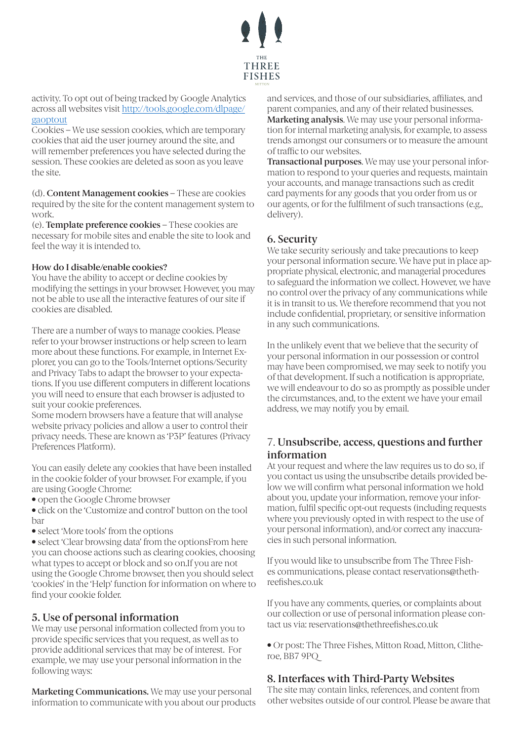activity. To opt out of being tracked by Google Analytics across all websites visit [http://tools.google.com/dlpage/gaoptout](http://tools.google.com/dlpage/gaoptout)

Cookies – We use session cookies, which are temporary cookies that aid the user journey around the site, and will remember preferences you have selected during the session. These cookies are deleted as soon as you leave the site.

(d). **Content Management cookies** – These are cookies required by the site for the content management system to work.

(e). **Template preference cookies** – These cookies are necessary for mobile sites and enable the site to look and feel the way it is intended to.

### How do I disable/enable cookies?

You have the ability to accept or decline cookies by modifying the settings in your browser. However, you may not be able to use all the interactive features of our site if cookies are disabled.

There are a number of ways to manage cookies. Please refer to your browser instructions or help screen to learn more about these functions. For example, in Internet Explorer, you can go to the Tools/Internet options/Security and Privacy Tabs to adapt the browser to your expectations. If you use different computers in different locations you will need to ensure that each browser is adjusted to suit your cookie preferences.

Some modern browsers have a feature that will analyse website privacy policies and allow a user to control their privacy needs. These are known as 'P3P' features (Privacy Preferences Platform).

You can easily delete any cookies that have been installed in the cookie folder of your browser. For example, if you are using Google Chrome:

- open the Google Chrome browser
- click on the 'Customize and control' button on the tool bar
- select 'More tools' from the options
- select 'Clear browsing data' from the optionsFrom here you can choose actions such as clearing cookies, choosing what types to accept or block and so on.If you are not using the Google Chrome browser, then you should select 'cookies' in the 'Help' function for information on where to find your cookie folder.

## 5. Use of personal information

We may use personal information collected from you to provide specific services that you request, as well as to provide additional services that may be of interest. For example, we may use your personal information in the following ways:

**Marketing Communications.** We may use your personal information to communicate with you about our products and services, and those of our subsidiaries, affiliates, and parent companies, and any of their related businesses.

**Marketing analysis**. We may use your personal information for internal marketing analysis, for example, to assess trends amongst our consumers or to measure the amount of traffic to our websites.

**Transactional purposes**. We may use your personal information to respond to your queries and requests, maintain your accounts, and manage transactions such as credit card payments for any goods that you order from us or our agents, or for the fulfilment of such transactions (e.g., delivery).

## 6. Security

We take security seriously and take precautions to keep your personal information secure. We have put in place appropriate physical, electronic, and managerial procedures to safeguard the information we collect. However, we have no control over the privacy of any communications while it is in transit to us. We therefore recommend that you not include confidential, proprietary, or sensitive information in any such communications.

In the unlikely event that we believe that the security of your personal information in our possession or control may have been compromised, we may seek to notify you of that development. If such a notification is appropriate, we will endeavour to do so as promptly as possible under the circumstances, and, to the extent we have your email address, we may notify you by email.

## 7. Unsubscribe, access, questions and further information

At your request and where the law requires us to do so, if you contact us using the unsubscribe details provided below we will confirm what personal information we hold about you, update your information, remove your information, fulfil specific opt-out requests (including requests where you previously opted in with respect to the use of your personal information), and/or correct any inaccuracies in such personal information.

If you would like to unsubscribe from The Three Fishes communications, please contact reservations@thethreefishes.co.uk

If you have any comments, queries, or complaints about our collection or use of personal information please contact us via: reservations@thethreefishes.co.uk

- Or post: The Three Fishes, Mitton Road, Mitton, Clitheroe, BB7 9PQ

## 8. Interfaces with Third-Party Websites

The site may contain links, references, and content from other websites outside of our control. Please be aware that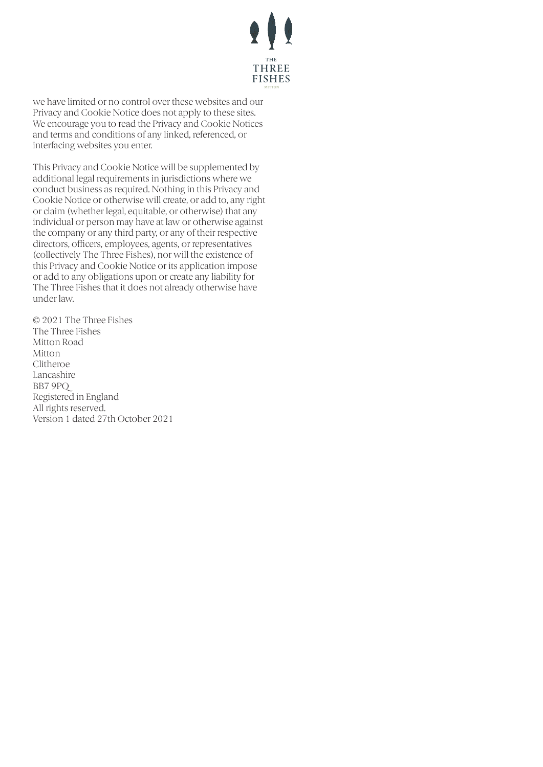we have limited or no control over these websites and our Privacy and Cookie Notice does not apply to these sites. We encourage you to read the Privacy and Cookie Notices and terms and conditions of any linked, referenced, or interfacing websites you enter.

This Privacy and Cookie Notice will be supplemented by additional legal requirements in jurisdictions where we conduct business as required. Nothing in this Privacy and Cookie Notice or otherwise will create, or add to, any right or claim (whether legal, equitable, or otherwise) that any individual or person may have at law or otherwise against the company or any third party, or any of their respective directors, officers, employees, agents, or representatives (collectively The Three Fishes), nor will the existence of this Privacy and Cookie Notice or its application impose or add to any obligations upon or create any liability for The Three Fishes that it does not already otherwise have under law.

© 2021 The Three Fishes
The Three Fishes
Mitton Road
Mitton
Clitheroe
Lancashire
BB7 9PQ
Registered in England
All rights reserved.
Version 1 dated 27th October 2021